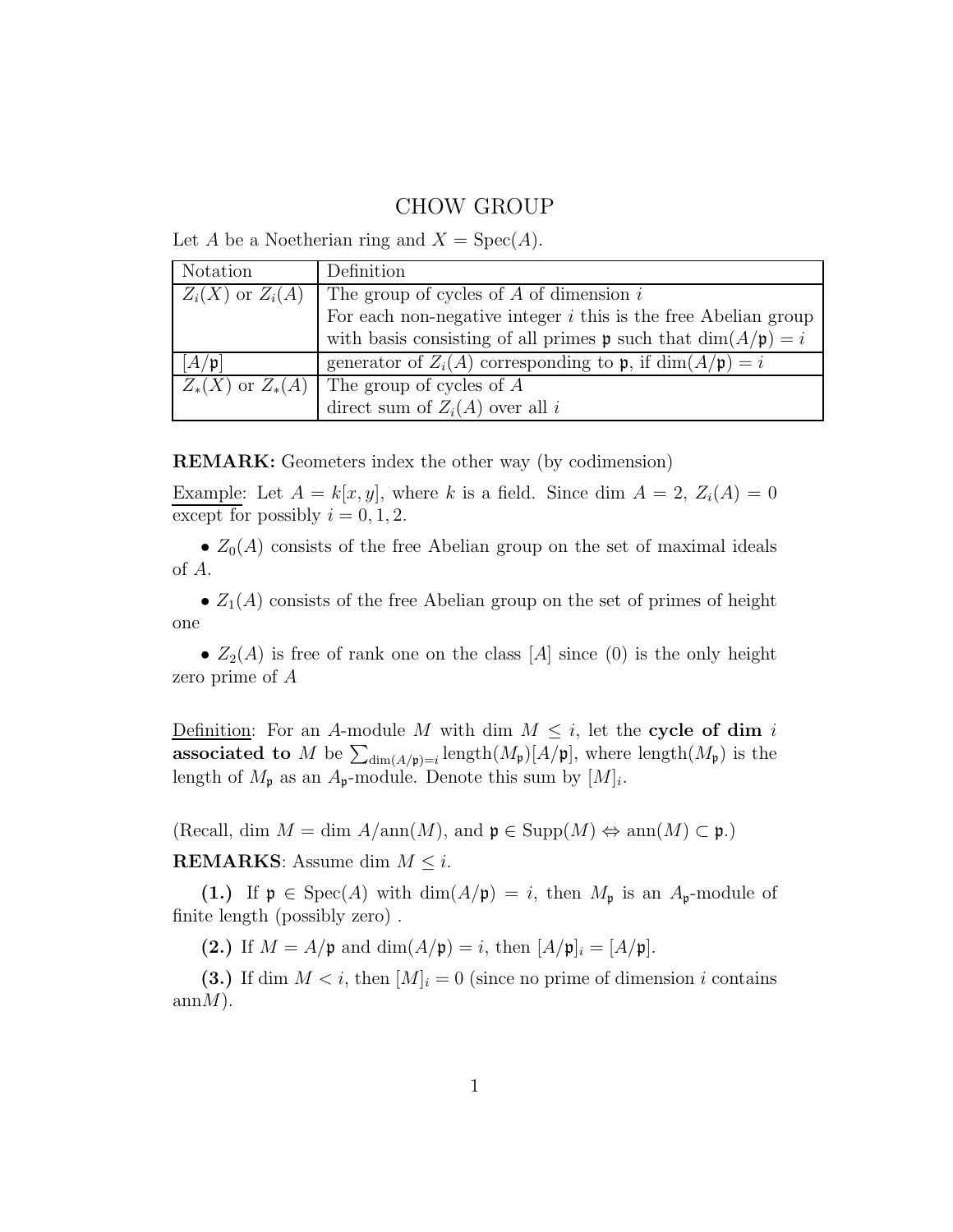# CHOW GROUP

Let $A$ be a Noetherian ring and $X = \text{Spec}(A)$.

| Notation | Definition |
|---|---|
| $Z_i(X)$ or $Z_i(A)$ | The group of cycles of $A$ of dimension $i$<br>For each non-negative integer $i$ this is the free Abelian group with basis consisting of all primes $\mathfrak{p}$ such that $\dim(A/\mathfrak{p}) = i$ |
| $[A/\mathfrak{p}]$ | generator of $Z_i(A)$ corresponding to $\mathfrak{p}$, if $\dim(A/\mathfrak{p}) = i$ |
| $Z_*(X)$ or $Z_*(A)$ | The group of cycles of $A$<br>direct sum of $Z_i(A)$ over all $i$ |

**REMARK:** Geometers index the other way (by codimension)

Example: Let $A = k[x, y]$, where $k$ is a field. Since dim $A = 2$, $Z_i(A) = 0$ except for possibly $i = 0, 1, 2$.

- $Z_0(A)$ consists of the free Abelian group on the set of maximal ideals of $A$.
- $Z_1(A)$ consists of the free Abelian group on the set of primes of height one
- $Z_2(A)$ is free of rank one on the class $[A]$ since $(0)$ is the only height zero prime of $A$

Definition: For an $A$-module $M$ with dim $M \leq i$, let the **cycle of dim $i$ associated to** $M$ be $\sum_{\dim(A/\mathfrak{p})=i} \text{length}(M_\mathfrak{p})[A/\mathfrak{p}]$, where length$(M_\mathfrak{p})$ is the length of $M_\mathfrak{p}$ as an $A_\mathfrak{p}$-module. Denote this sum by $[M]_i$.

(Recall, dim $M = \dim A/\text{ann}(M)$, and $\mathfrak{p} \in \text{Supp}(M) \Leftrightarrow \text{ann}(M) \subset \mathfrak{p}$.)

**REMARKS**: Assume dim $M \leq i$.

**(1.)** If $\mathfrak{p} \in \text{Spec}(A)$ with $\dim(A/\mathfrak{p}) = i$, then $M_\mathfrak{p}$ is an $A_\mathfrak{p}$-module of finite length (possibly zero) .

**(2.)** If $M = A/\mathfrak{p}$ and $\dim(A/\mathfrak{p}) = i$, then $[A/\mathfrak{p}]_i = [A/\mathfrak{p}]$.

**(3.)** If dim $M < i$, then $[M]_i = 0$ (since no prime of dimension $i$ contains ann$M$).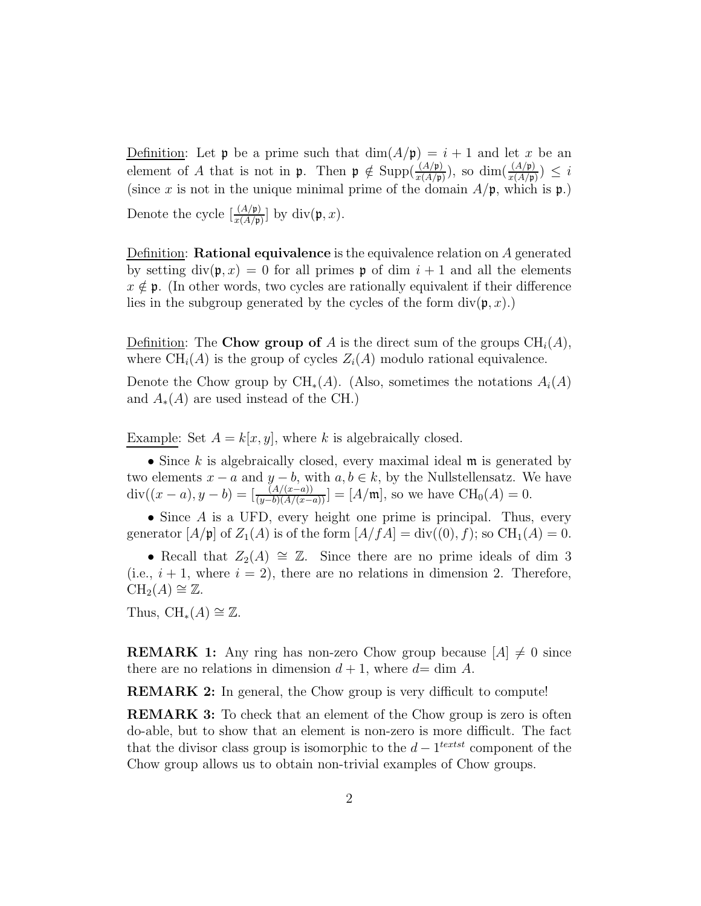Definition: Let $\mathfrak{p}$ be a prime such that $\dim(A/\mathfrak{p}) = i+1$ and let $x$ be an element of $A$ that is not in $\mathfrak{p}$. Then $\mathfrak{p} \notin \operatorname{Supp}(\frac{(A/\mathfrak{p})}{x(A/\mathfrak{p})})$, so $\dim(\frac{(A/\mathfrak{p})}{x(A/\mathfrak{p})}) \leq i$ (since $x$ is not in the unique minimal prime of the domain $A/\mathfrak{p}$, which is $\mathfrak{p}$.)

Denote the cycle $[\frac{(A/\mathfrak{p})}{x(A/\mathfrak{p})}]$ by $\operatorname{div}(\mathfrak{p}, x)$.

Definition: **Rational equivalence** is the equivalence relation on $A$ generated by setting $\operatorname{div}(\mathfrak{p}, x) = 0$ for all primes $\mathfrak{p}$ of dim $i+1$ and all the elements $x \notin \mathfrak{p}$. (In other words, two cycles are rationally equivalent if their difference lies in the subgroup generated by the cycles of the form $\operatorname{div}(\mathfrak{p}, x)$.)

Definition: The **Chow group of** $A$ is the direct sum of the groups $\operatorname{CH}_i(A)$, where $\operatorname{CH}_i(A)$ is the group of cycles $Z_i(A)$ modulo rational equivalence.

Denote the Chow group by $\operatorname{CH}_*(A)$. (Also, sometimes the notations $A_i(A)$ and $A_*(A)$ are used instead of the CH.)

Example: Set $A = k[x, y]$, where $k$ is algebraically closed.

- Since $k$ is algebraically closed, every maximal ideal $\mathfrak{m}$ is generated by two elements $x - a$ and $y - b$, with $a, b \in k$, by the Nullstellensatz. We have $\operatorname{div}((x-a), y-b) = [\frac{(A/(x-a))}{(y-b)(A/(x-a))}] = [A/\mathfrak{m}]$, so we have $\operatorname{CH}_0(A) = 0$.

- Since $A$ is a UFD, every height one prime is principal. Thus, every generator $[A/\mathfrak{p}]$ of $Z_1(A)$ is of the form $[A/fA] = \operatorname{div}((0), f)$; so $\operatorname{CH}_1(A) = 0$.

- Recall that $Z_2(A) \cong \mathbb{Z}$. Since there are no prime ideals of dim 3 (i.e., $i+1$, where $i = 2$), there are no relations in dimension 2. Therefore, $\operatorname{CH}_2(A) \cong \mathbb{Z}$.

Thus, $\operatorname{CH}_*(A) \cong \mathbb{Z}$.

**REMARK 1:** Any ring has non-zero Chow group because $[A] \neq 0$ since there are no relations in dimension $d+1$, where $d$= dim $A$.

**REMARK 2:** In general, the Chow group is very difficult to compute!

**REMARK 3:** To check that an element of the Chow group is zero is often do-able, but to show that an element is non-zero is more difficult. The fact that the divisor class group is isomorphic to the $d-1^{textst}$ component of the Chow group allows us to obtain non-trivial examples of Chow groups.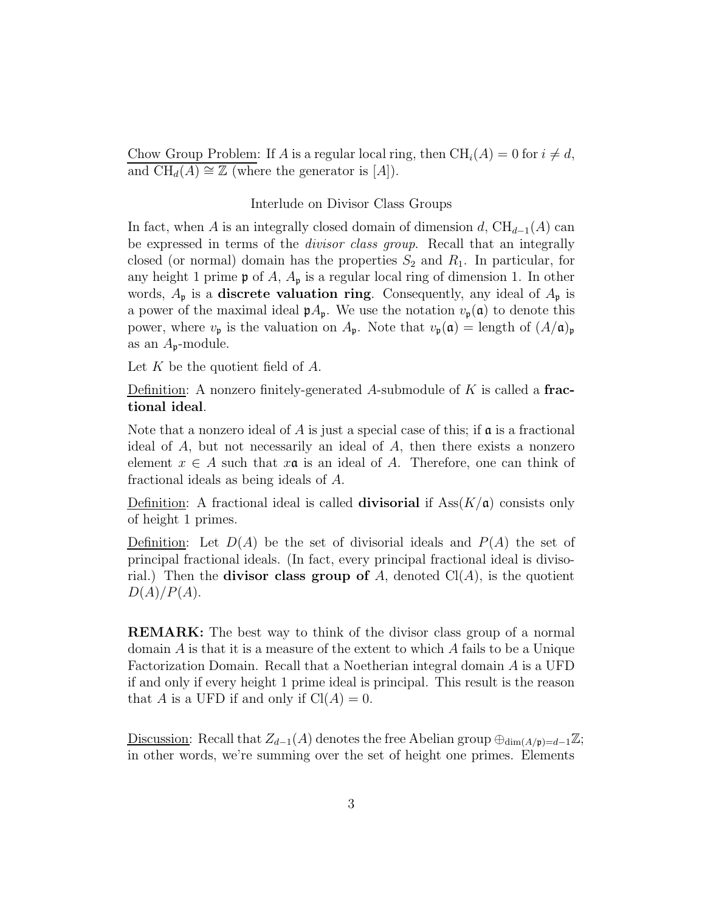Chow Group Problem: If $A$ is a regular local ring, then $\mathrm{CH}_i(A) = 0$ for $i \neq d$, and $\mathrm{CH}_d(A) \cong \mathbb{Z}$ (where the generator is $[A]$).

Interlude on Divisor Class Groups

In fact, when $A$ is an integrally closed domain of dimension $d$, $\mathrm{CH}_{d-1}(A)$ can be expressed in terms of the *divisor class group*. Recall that an integrally closed (or normal) domain has the properties $S_2$ and $R_1$. In particular, for any height 1 prime $\mathfrak{p}$ of $A$, $A_\mathfrak{p}$ is a regular local ring of dimension 1. In other words, $A_\mathfrak{p}$ is a **discrete valuation ring**. Consequently, any ideal of $A_\mathfrak{p}$ is a power of the maximal ideal $\mathfrak{p}A_\mathfrak{p}$. We use the notation $v_\mathfrak{p}(\mathfrak{a})$ to denote this power, where $v_\mathfrak{p}$ is the valuation on $A_\mathfrak{p}$. Note that $v_\mathfrak{p}(\mathfrak{a}) =$ length of $(A/\mathfrak{a})_\mathfrak{p}$ as an $A_\mathfrak{p}$-module.

Let $K$ be the quotient field of $A$.

Definition: A nonzero finitely-generated $A$-submodule of $K$ is called a **fractional ideal**.

Note that a nonzero ideal of $A$ is just a special case of this; if $\mathfrak{a}$ is a fractional ideal of $A$, but not necessarily an ideal of $A$, then there exists a nonzero element $x \in A$ such that $x\mathfrak{a}$ is an ideal of $A$. Therefore, one can think of fractional ideals as being ideals of $A$.

Definition: A fractional ideal is called **divisorial** if $\mathrm{Ass}(K/\mathfrak{a})$ consists only of height 1 primes.

Definition: Let $D(A)$ be the set of divisorial ideals and $P(A)$ the set of principal fractional ideals. (In fact, every principal fractional ideal is divisorial.) Then the **divisor class group of** $A$, denoted $\mathrm{Cl}(A)$, is the quotient $D(A)/P(A)$.

**REMARK:** The best way to think of the divisor class group of a normal domain $A$ is that it is a measure of the extent to which $A$ fails to be a Unique Factorization Domain. Recall that a Noetherian integral domain $A$ is a UFD if and only if every height 1 prime ideal is principal. This result is the reason that $A$ is a UFD if and only if $\mathrm{Cl}(A) = 0$.

Discussion: Recall that $Z_{d-1}(A)$ denotes the free Abelian group $\oplus_{\dim(A/\mathfrak{p})=d-1}\mathbb{Z}$; in other words, we're summing over the set of height one primes. Elements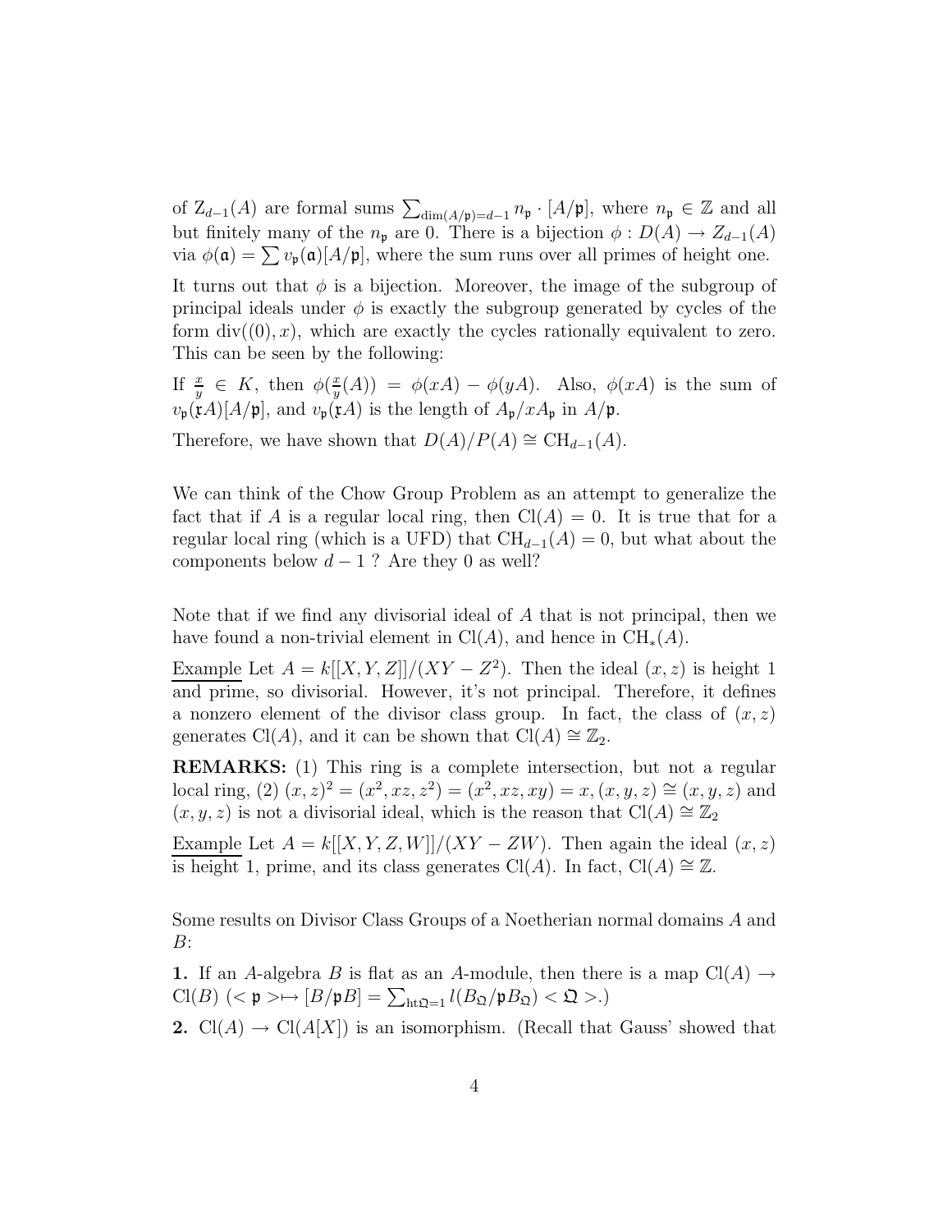of $Z_{d-1}(A)$ are formal sums $\sum_{\dim(A/\mathfrak{p})=d-1} n_\mathfrak{p} \cdot [A/\mathfrak{p}]$, where $n_\mathfrak{p} \in \mathbb{Z}$ and all but finitely many of the $n_\mathfrak{p}$ are 0. There is a bijection $\phi : D(A) \to Z_{d-1}(A)$ via $\phi(\mathfrak{a}) = \sum v_\mathfrak{p}(\mathfrak{a})[A/\mathfrak{p}]$, where the sum runs over all primes of height one.

It turns out that $\phi$ is a bijection. Moreover, the image of the subgroup of principal ideals under $\phi$ is exactly the subgroup generated by cycles of the form $\mathrm{div}((0), x)$, which are exactly the cycles rationally equivalent to zero. This can be seen by the following:

If $\frac{x}{y} \in K$, then $\phi(\frac{x}{y}(A)) = \phi(xA) - \phi(yA)$. Also, $\phi(xA)$ is the sum of $v_\mathfrak{p}(\mathfrak{x}A)[A/\mathfrak{p}]$, and $v_\mathfrak{p}(\mathfrak{x}A)$ is the length of $A_\mathfrak{p}/xA_\mathfrak{p}$ in $A/\mathfrak{p}$.

Therefore, we have shown that $D(A)/P(A) \cong \mathrm{CH}_{d-1}(A)$.

We can think of the Chow Group Problem as an attempt to generalize the fact that if $A$ is a regular local ring, then $\mathrm{Cl}(A) = 0$. It is true that for a regular local ring (which is a UFD) that $\mathrm{CH}_{d-1}(A) = 0$, but what about the components below $d - 1$ ? Are they 0 as well?

Note that if we find any divisorial ideal of $A$ that is not principal, then we have found a non-trivial element in $\mathrm{Cl}(A)$, and hence in $\mathrm{CH}_*(A)$.

Example Let $A = k[[X, Y, Z]]/(XY - Z^2)$. Then the ideal $(x, z)$ is height 1 and prime, so divisorial. However, it's not principal. Therefore, it defines a nonzero element of the divisor class group. In fact, the class of $(x, z)$ generates $\mathrm{Cl}(A)$, and it can be shown that $\mathrm{Cl}(A) \cong \mathbb{Z}_2$.

**REMARKS:** (1) This ring is a complete intersection, but not a regular local ring, (2) $(x, z)^2 = (x^2, xz, z^2) = (x^2, xz, xy) = x, (x, y, z) \cong (x, y, z)$ and $(x, y, z)$ is not a divisorial ideal, which is the reason that $\mathrm{Cl}(A) \cong \mathbb{Z}_2$

Example Let $A = k[[X, Y, Z, W]]/(XY - ZW)$. Then again the ideal $(x, z)$ is height 1, prime, and its class generates $\mathrm{Cl}(A)$. In fact, $\mathrm{Cl}(A) \cong \mathbb{Z}$.

Some results on Divisor Class Groups of a Noetherian normal domains $A$ and $B$:

**1.** If an $A$-algebra $B$ is flat as an $A$-module, then there is a map $\mathrm{Cl}(A) \to \mathrm{Cl}(B)$ ($< \mathfrak{p} > \mapsto [B/\mathfrak{p}B] = \sum_{\mathrm{ht}\mathfrak{Q}=1} l(B_\mathfrak{Q}/\mathfrak{p}B_\mathfrak{Q}) < \mathfrak{Q} >$.)

**2.** $\mathrm{Cl}(A) \to \mathrm{Cl}(A[X])$ is an isomorphism. (Recall that Gauss' showed that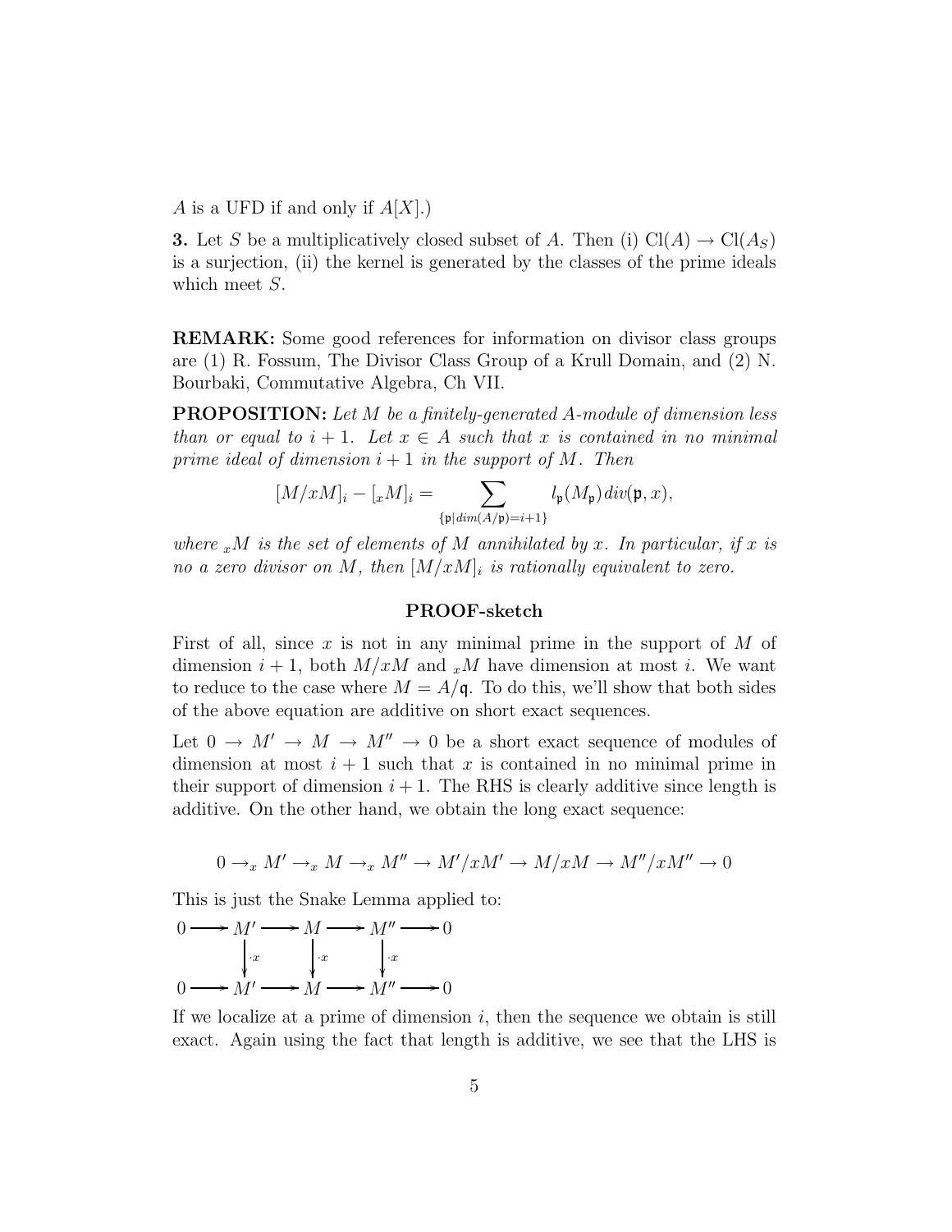$A$ is a UFD if and only if $A[X]$.)

**3.** Let $S$ be a multiplicatively closed subset of $A$. Then (i) $\mathrm{Cl}(A) \to \mathrm{Cl}(A_S)$ is a surjection, (ii) the kernel is generated by the classes of the prime ideals which meet $S$.

**REMARK:** Some good references for information on divisor class groups are (1) R. Fossum, The Divisor Class Group of a Krull Domain, and (2) N. Bourbaki, Commutative Algebra, Ch VII.

**PROPOSITION:** *Let $M$ be a finitely-generated $A$-module of dimension less than or equal to $i+1$. Let $x \in A$ such that $x$ is contained in no minimal prime ideal of dimension $i+1$ in the support of $M$. Then*

$$[M/xM]_i - [{}_xM]_i = \sum_{\{\mathfrak{p} | dim(A/\mathfrak{p}) = i+1\}} l_{\mathfrak{p}}(M_{\mathfrak{p}}) div(\mathfrak{p}, x),$$

*where ${}_xM$ is the set of elements of $M$ annihilated by $x$. In particular, if $x$ is no a zero divisor on $M$, then $[M/xM]_i$ is rationally equivalent to zero.*

**PROOF-sketch**

First of all, since $x$ is not in any minimal prime in the support of $M$ of dimension $i+1$, both $M/xM$ and ${}_xM$ have dimension at most $i$. We want to reduce to the case where $M = A/\mathfrak{q}$. To do this, we'll show that both sides of the above equation are additive on short exact sequences.

Let $0 \to M' \to M \to M'' \to 0$ be a short exact sequence of modules of dimension at most $i+1$ such that $x$ is contained in no minimal prime in their support of dimension $i+1$. The RHS is clearly additive since length is additive. On the other hand, we obtain the long exact sequence:

$$0 \to_x M' \to_x M \to_x M'' \to M'/xM' \to M/xM \to M''/xM'' \to 0$$

This is just the Snake Lemma applied to:

$$\begin{array}{ccccccccc}
0 & \longrightarrow & M' & \longrightarrow & M & \longrightarrow & M'' & \longrightarrow & 0 \\
 & & \downarrow{\cdot x} & & \downarrow{\cdot x} & & \downarrow{\cdot x} & & \\
0 & \longrightarrow & M' & \longrightarrow & M & \longrightarrow & M'' & \longrightarrow & 0
\end{array}$$

If we localize at a prime of dimension $i$, then the sequence we obtain is still exact. Again using the fact that length is additive, we see that the LHS is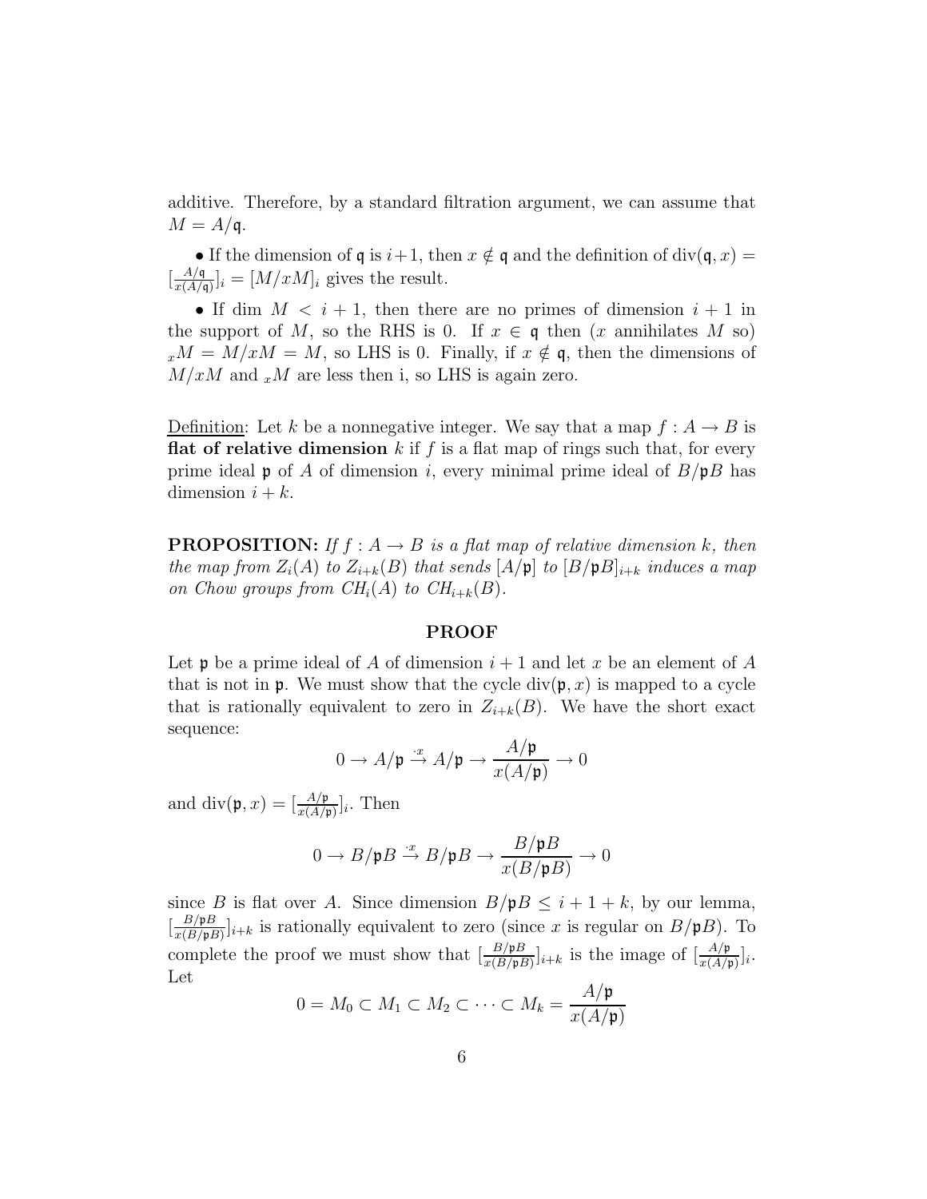additive. Therefore, by a standard filtration argument, we can assume that $M = A/\mathfrak{q}$.

• If the dimension of $\mathfrak{q}$ is $i+1$, then $x \notin \mathfrak{q}$ and the definition of $\text{div}(\mathfrak{q}, x) = [\frac{A/\mathfrak{q}}{x(A/\mathfrak{q})}]_i = [M/xM]_i$ gives the result.

• If dim $M < i+1$, then there are no primes of dimension $i+1$ in the support of $M$, so the RHS is 0. If $x \in \mathfrak{q}$ then ($x$ annihilates $M$ so) ${}_xM = M/xM = M$, so LHS is 0. Finally, if $x \notin \mathfrak{q}$, then the dimensions of $M/xM$ and ${}_xM$ are less then i, so LHS is again zero.

<u>Definition</u>: Let $k$ be a nonnegative integer. We say that a map $f : A \to B$ is **flat of relative dimension** $k$ if $f$ is a flat map of rings such that, for every prime ideal $\mathfrak{p}$ of $A$ of dimension $i$, every minimal prime ideal of $B/\mathfrak{p}B$ has dimension $i+k$.

**PROPOSITION:** *If $f : A \to B$ is a flat map of relative dimension $k$, then the map from $Z_i(A)$ to $Z_{i+k}(B)$ that sends $[A/\mathfrak{p}]$ to $[B/\mathfrak{p}B]_{i+k}$ induces a map on Chow groups from $CH_i(A)$ to $CH_{i+k}(B)$.*

**PROOF**

Let $\mathfrak{p}$ be a prime ideal of $A$ of dimension $i+1$ and let $x$ be an element of $A$ that is not in $\mathfrak{p}$. We must show that the cycle $\text{div}(\mathfrak{p}, x)$ is mapped to a cycle that is rationally equivalent to zero in $Z_{i+k}(B)$. We have the short exact sequence:

$$0 \to A/\mathfrak{p} \xrightarrow{\cdot x} A/\mathfrak{p} \to \frac{A/\mathfrak{p}}{x(A/\mathfrak{p})} \to 0$$

and $\text{div}(\mathfrak{p}, x) = [\frac{A/\mathfrak{p}}{x(A/\mathfrak{p})}]_i$. Then

$$0 \to B/\mathfrak{p}B \xrightarrow{\cdot x} B/\mathfrak{p}B \to \frac{B/\mathfrak{p}B}{x(B/\mathfrak{p}B)} \to 0$$

since $B$ is flat over $A$. Since dimension $B/\mathfrak{p}B \leq i+1+k$, by our lemma, $[\frac{B/\mathfrak{p}B}{x(B/\mathfrak{p}B)}]_{i+k}$ is rationally equivalent to zero (since $x$ is regular on $B/\mathfrak{p}B$). To complete the proof we must show that $[\frac{B/\mathfrak{p}B}{x(B/\mathfrak{p}B)}]_{i+k}$ is the image of $[\frac{A/\mathfrak{p}}{x(A/\mathfrak{p})}]_i$. Let

$$0 = M_0 \subset M_1 \subset M_2 \subset \cdots \subset M_k = \frac{A/\mathfrak{p}}{x(A/\mathfrak{p})}$$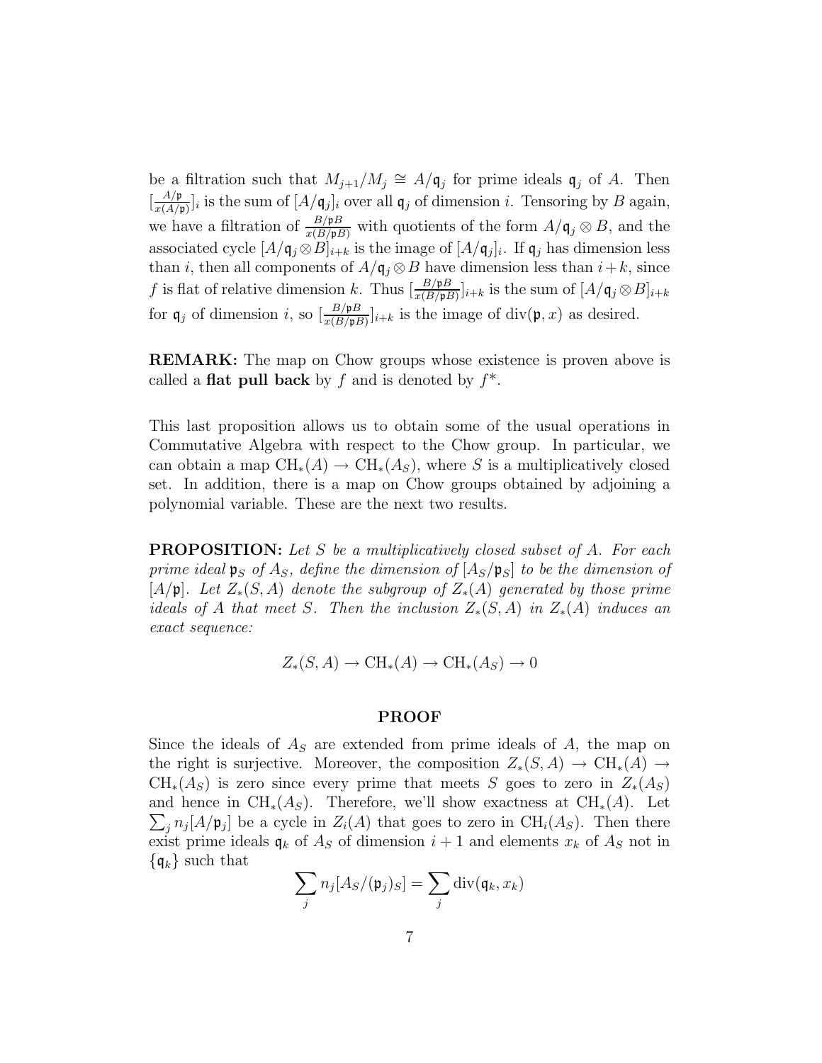be a filtration such that $M_{j+1}/M_j \cong A/\mathfrak{q}_j$ for prime ideals $\mathfrak{q}_j$ of $A$. Then $[\frac{A/\mathfrak{p}}{x(A/\mathfrak{p})}]_i$ is the sum of $[A/\mathfrak{q}_j]_i$ over all $\mathfrak{q}_j$ of dimension $i$. Tensoring by $B$ again, we have a filtration of $\frac{B/\mathfrak{p}B}{x(B/\mathfrak{p}B)}$ with quotients of the form $A/\mathfrak{q}_j \otimes B$, and the associated cycle $[A/\mathfrak{q}_j \otimes B]_{i+k}$ is the image of $[A/\mathfrak{q}_j]_i$. If $\mathfrak{q}_j$ has dimension less than $i$, then all components of $A/\mathfrak{q}_j \otimes B$ have dimension less than $i+k$, since $f$ is flat of relative dimension $k$. Thus $[\frac{B/\mathfrak{p}B}{x(B/\mathfrak{p}B)}]_{i+k}$ is the sum of $[A/\mathfrak{q}_j \otimes B]_{i+k}$ for $\mathfrak{q}_j$ of dimension $i$, so $[\frac{B/\mathfrak{p}B}{x(B/\mathfrak{p}B)}]_{i+k}$ is the image of $\operatorname{div}(\mathfrak{p}, x)$ as desired.

**REMARK:** The map on Chow groups whose existence is proven above is called a **flat pull back** by $f$ and is denoted by $f^*$.

This last proposition allows us to obtain some of the usual operations in Commutative Algebra with respect to the Chow group. In particular, we can obtain a map $\mathrm{CH}_*(A) \to \mathrm{CH}_*(A_S)$, where $S$ is a multiplicatively closed set. In addition, there is a map on Chow groups obtained by adjoining a polynomial variable. These are the next two results.

**PROPOSITION:** *Let $S$ be a multiplicatively closed subset of $A$. For each prime ideal $\mathfrak{p}_S$ of $A_S$, define the dimension of $[A_S/\mathfrak{p}_S]$ to be the dimension of $[A/\mathfrak{p}]$. Let $Z_*(S,A)$ denote the subgroup of $Z_*(A)$ generated by those prime ideals of $A$ that meet $S$. Then the inclusion $Z_*(S,A)$ in $Z_*(A)$ induces an exact sequence:*

$$Z_*(S,A) \to \mathrm{CH}_*(A) \to \mathrm{CH}_*(A_S) \to 0$$

## PROOF

Since the ideals of $A_S$ are extended from prime ideals of $A$, the map on the right is surjective. Moreover, the composition $Z_*(S,A) \to \mathrm{CH}_*(A) \to \mathrm{CH}_*(A_S)$ is zero since every prime that meets $S$ goes to zero in $Z_*(A_S)$ and hence in $\mathrm{CH}_*(A_S)$. Therefore, we'll show exactness at $\mathrm{CH}_*(A)$. Let $\sum_j n_j[A/\mathfrak{p}_j]$ be a cycle in $Z_i(A)$ that goes to zero in $\mathrm{CH}_i(A_S)$. Then there exist prime ideals $\mathfrak{q}_k$ of $A_S$ of dimension $i+1$ and elements $x_k$ of $A_S$ not in $\{\mathfrak{q}_k\}$ such that

$$\sum_j n_j[A_S/(\mathfrak{p}_j)_S] = \sum_j \operatorname{div}(\mathfrak{q}_k, x_k)$$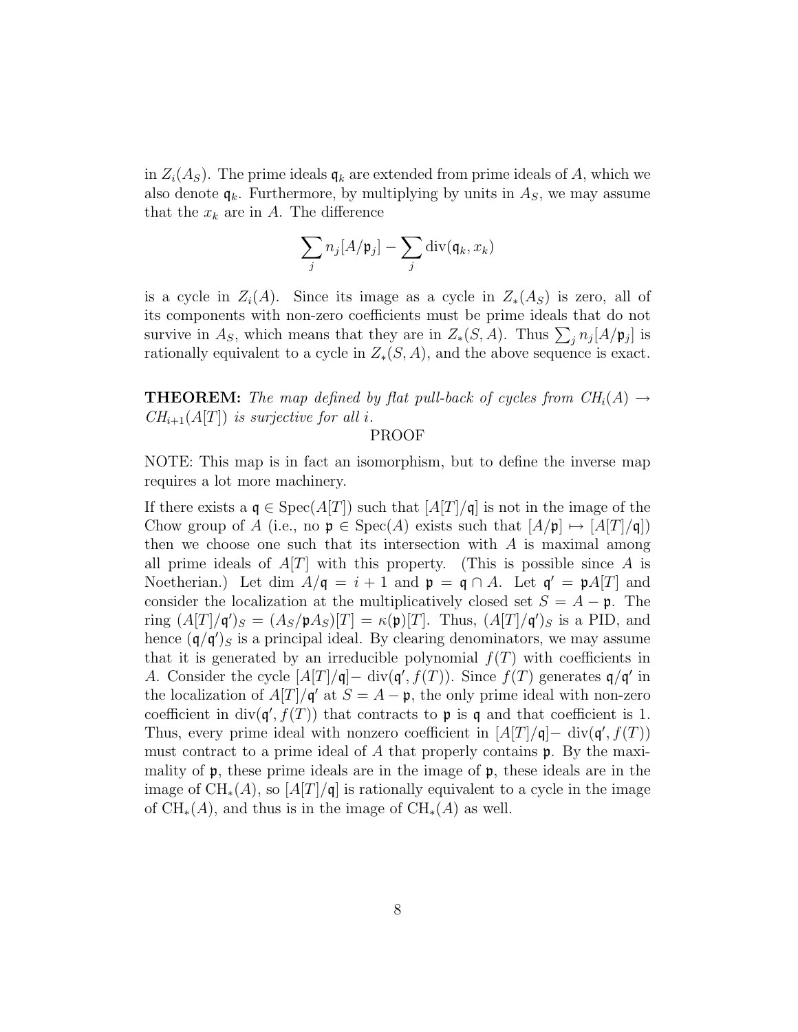in $Z_i(A_S)$. The prime ideals $\mathfrak{q}_k$ are extended from prime ideals of $A$, which we also denote $\mathfrak{q}_k$. Furthermore, by multiplying by units in $A_S$, we may assume that the $x_k$ are in $A$. The difference

$$\sum_j n_j[A/\mathfrak{p}_j] - \sum_j \operatorname{div}(\mathfrak{q}_k, x_k)$$

is a cycle in $Z_i(A)$. Since its image as a cycle in $Z_*(A_S)$ is zero, all of its components with non-zero coefficients must be prime ideals that do not survive in $A_S$, which means that they are in $Z_*(S, A)$. Thus $\sum_j n_j[A/\mathfrak{p}_j]$ is rationally equivalent to a cycle in $Z_*(S, A)$, and the above sequence is exact.

**THEOREM:** *The map defined by flat pull-back of cycles from $CH_i(A) \to CH_{i+1}(A[T])$ is surjective for all $i$.*

PROOF

NOTE: This map is in fact an isomorphism, but to define the inverse map requires a lot more machinery.

If there exists a $\mathfrak{q} \in \operatorname{Spec}(A[T])$ such that $[A[T]/\mathfrak{q}]$ is not in the image of the Chow group of $A$ (i.e., no $\mathfrak{p} \in \operatorname{Spec}(A)$ exists such that $[A/\mathfrak{p}] \mapsto [A[T]/\mathfrak{q}]$) then we choose one such that its intersection with $A$ is maximal among all prime ideals of $A[T]$ with this property. (This is possible since $A$ is Noetherian.) Let $\dim A/\mathfrak{q} = i + 1$ and $\mathfrak{p} = \mathfrak{q} \cap A$. Let $\mathfrak{q}' = \mathfrak{p}A[T]$ and consider the localization at the multiplicatively closed set $S = A - \mathfrak{p}$. The ring $(A[T]/\mathfrak{q}')_S = (A_S/\mathfrak{p}A_S)[T] = \kappa(\mathfrak{p})[T]$. Thus, $(A[T]/\mathfrak{q}')_S$ is a PID, and hence $(\mathfrak{q}/\mathfrak{q}')_S$ is a principal ideal. By clearing denominators, we may assume that it is generated by an irreducible polynomial $f(T)$ with coefficients in $A$. Consider the cycle $[A[T]/\mathfrak{q}] -$ $\operatorname{div}(\mathfrak{q}', f(T))$. Since $f(T)$ generates $\mathfrak{q}/\mathfrak{q}'$ in the localization of $A[T]/\mathfrak{q}'$ at $S = A - \mathfrak{p}$, the only prime ideal with non-zero coefficient in $\operatorname{div}(\mathfrak{q}', f(T))$ that contracts to $\mathfrak{p}$ is $\mathfrak{q}$ and that coefficient is 1. Thus, every prime ideal with nonzero coefficient in $[A[T]/\mathfrak{q}] -$ $\operatorname{div}(\mathfrak{q}', f(T))$ must contract to a prime ideal of $A$ that properly contains $\mathfrak{p}$. By the maximality of $\mathfrak{p}$, these prime ideals are in the image of $\mathfrak{p}$, these ideals are in the image of $\mathrm{CH}_*(A)$, so $[A[T]/\mathfrak{q}]$ is rationally equivalent to a cycle in the image of $\mathrm{CH}_*(A)$, and thus is in the image of $\mathrm{CH}_*(A)$ as well.